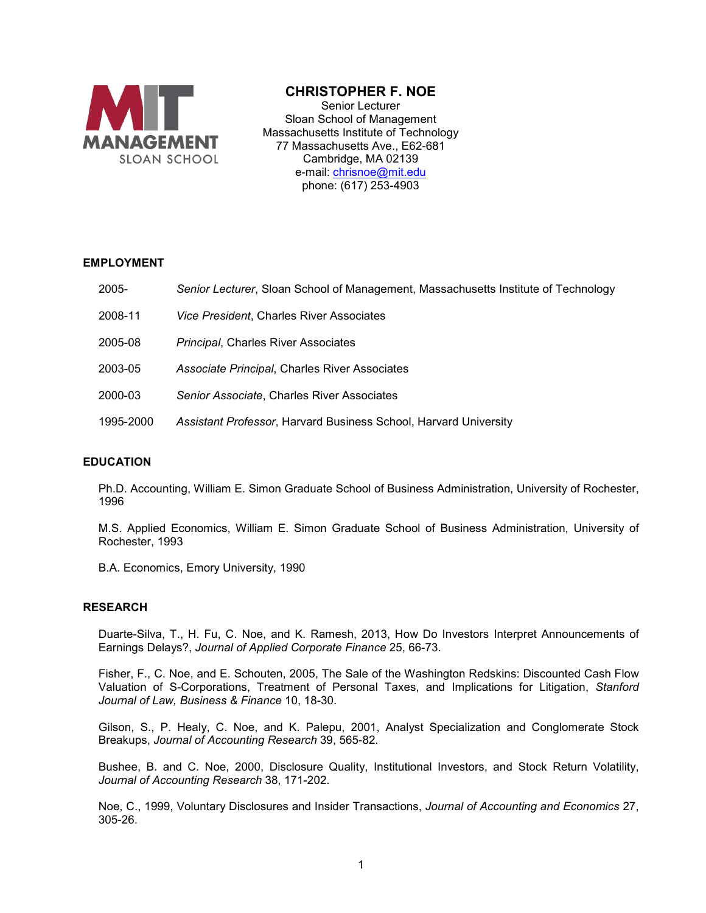# CHRISTOPHER F. NOE

Senior Lecturer
Sloan School of Management
Massachusetts Institute of Technology
77 Massachusetts Ave., E62-681
Cambridge, MA 02139
e-mail: chrisnoe@mit.edu
phone: (617) 253-4903

## EMPLOYMENT

| | |
|---|---|
| 2005- | *Senior Lecturer*, Sloan School of Management, Massachusetts Institute of Technology |
| 2008-11 | *Vice President*, Charles River Associates |
| 2005-08 | *Principal*, Charles River Associates |
| 2003-05 | *Associate Principal*, Charles River Associates |
| 2000-03 | *Senior Associate*, Charles River Associates |
| 1995-2000 | *Assistant Professor*, Harvard Business School, Harvard University |

## EDUCATION

Ph.D. Accounting, William E. Simon Graduate School of Business Administration, University of Rochester, 1996

M.S. Applied Economics, William E. Simon Graduate School of Business Administration, University of Rochester, 1993

B.A. Economics, Emory University, 1990

## RESEARCH

Duarte-Silva, T., H. Fu, C. Noe, and K. Ramesh, 2013, How Do Investors Interpret Announcements of Earnings Delays?, *Journal of Applied Corporate Finance* 25, 66-73.

Fisher, F., C. Noe, and E. Schouten, 2005, The Sale of the Washington Redskins: Discounted Cash Flow Valuation of S-Corporations, Treatment of Personal Taxes, and Implications for Litigation, *Stanford Journal of Law, Business & Finance* 10, 18-30.

Gilson, S., P. Healy, C. Noe, and K. Palepu, 2001, Analyst Specialization and Conglomerate Stock Breakups, *Journal of Accounting Research* 39, 565-82.

Bushee, B. and C. Noe, 2000, Disclosure Quality, Institutional Investors, and Stock Return Volatility, *Journal of Accounting Research* 38, 171-202.

Noe, C., 1999, Voluntary Disclosures and Insider Transactions, *Journal of Accounting and Economics* 27, 305-26.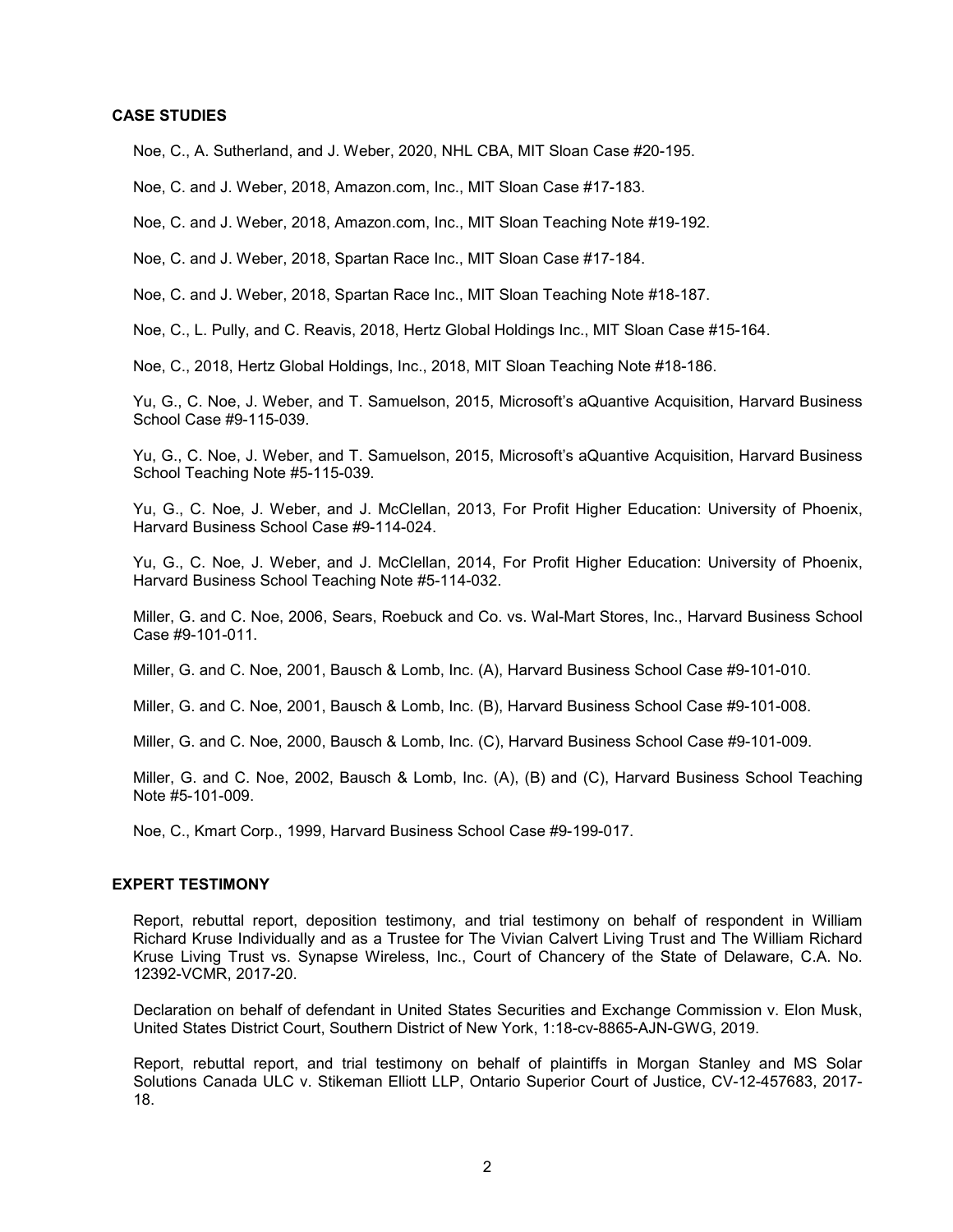## CASE STUDIES

Noe, C., A. Sutherland, and J. Weber, 2020, NHL CBA, MIT Sloan Case #20-195.

Noe, C. and J. Weber, 2018, Amazon.com, Inc., MIT Sloan Case #17-183.

Noe, C. and J. Weber, 2018, Amazon.com, Inc., MIT Sloan Teaching Note #19-192.

Noe, C. and J. Weber, 2018, Spartan Race Inc., MIT Sloan Case #17-184.

Noe, C. and J. Weber, 2018, Spartan Race Inc., MIT Sloan Teaching Note #18-187.

Noe, C., L. Pully, and C. Reavis, 2018, Hertz Global Holdings Inc., MIT Sloan Case #15-164.

Noe, C., 2018, Hertz Global Holdings, Inc., 2018, MIT Sloan Teaching Note #18-186.

Yu, G., C. Noe, J. Weber, and T. Samuelson, 2015, Microsoft's aQuantive Acquisition, Harvard Business School Case #9-115-039.

Yu, G., C. Noe, J. Weber, and T. Samuelson, 2015, Microsoft's aQuantive Acquisition, Harvard Business School Teaching Note #5-115-039.

Yu, G., C. Noe, J. Weber, and J. McClellan, 2013, For Profit Higher Education: University of Phoenix, Harvard Business School Case #9-114-024.

Yu, G., C. Noe, J. Weber, and J. McClellan, 2014, For Profit Higher Education: University of Phoenix, Harvard Business School Teaching Note #5-114-032.

Miller, G. and C. Noe, 2006, Sears, Roebuck and Co. vs. Wal-Mart Stores, Inc., Harvard Business School Case #9-101-011.

Miller, G. and C. Noe, 2001, Bausch & Lomb, Inc. (A), Harvard Business School Case #9-101-010.

Miller, G. and C. Noe, 2001, Bausch & Lomb, Inc. (B), Harvard Business School Case #9-101-008.

Miller, G. and C. Noe, 2000, Bausch & Lomb, Inc. (C), Harvard Business School Case #9-101-009.

Miller, G. and C. Noe, 2002, Bausch & Lomb, Inc. (A), (B) and (C), Harvard Business School Teaching Note #5-101-009.

Noe, C., Kmart Corp., 1999, Harvard Business School Case #9-199-017.

## EXPERT TESTIMONY

Report, rebuttal report, deposition testimony, and trial testimony on behalf of respondent in William Richard Kruse Individually and as a Trustee for The Vivian Calvert Living Trust and The William Richard Kruse Living Trust vs. Synapse Wireless, Inc., Court of Chancery of the State of Delaware, C.A. No. 12392-VCMR, 2017-20.

Declaration on behalf of defendant in United States Securities and Exchange Commission v. Elon Musk, United States District Court, Southern District of New York, 1:18-cv-8865-AJN-GWG, 2019.

Report, rebuttal report, and trial testimony on behalf of plaintiffs in Morgan Stanley and MS Solar Solutions Canada ULC v. Stikeman Elliott LLP, Ontario Superior Court of Justice, CV-12-457683, 2017-18.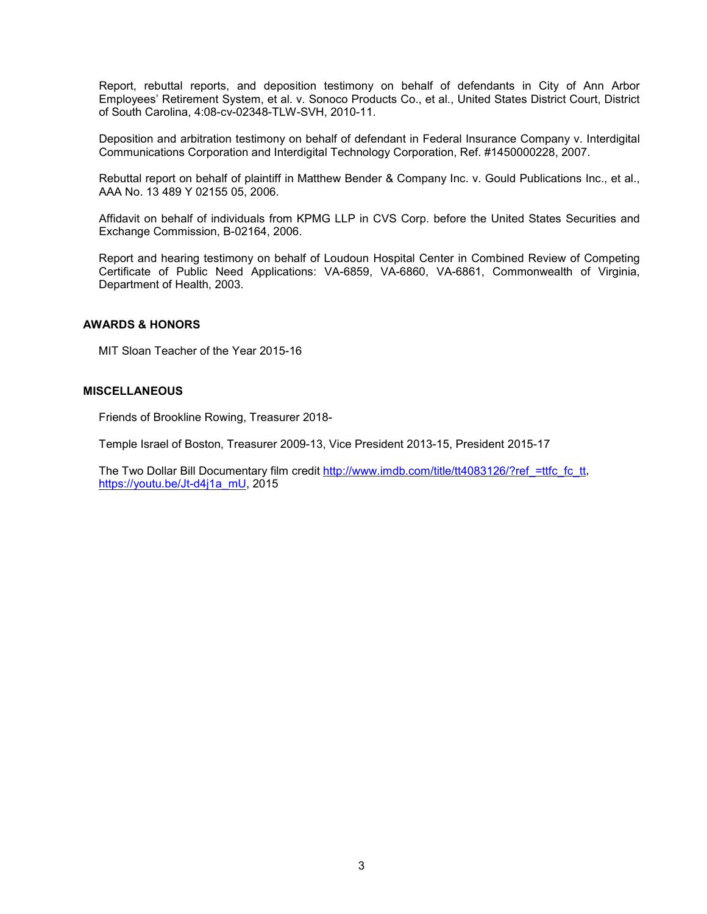Report, rebuttal reports, and deposition testimony on behalf of defendants in City of Ann Arbor Employees' Retirement System, et al. v. Sonoco Products Co., et al., United States District Court, District of South Carolina, 4:08-cv-02348-TLW-SVH, 2010-11.

Deposition and arbitration testimony on behalf of defendant in Federal Insurance Company v. Interdigital Communications Corporation and Interdigital Technology Corporation, Ref. #1450000228, 2007.

Rebuttal report on behalf of plaintiff in Matthew Bender & Company Inc. v. Gould Publications Inc., et al., AAA No. 13 489 Y 02155 05, 2006.

Affidavit on behalf of individuals from KPMG LLP in CVS Corp. before the United States Securities and Exchange Commission, B-02164, 2006.

Report and hearing testimony on behalf of Loudoun Hospital Center in Combined Review of Competing Certificate of Public Need Applications: VA-6859, VA-6860, VA-6861, Commonwealth of Virginia, Department of Health, 2003.

**AWARDS & HONORS**

MIT Sloan Teacher of the Year 2015-16

**MISCELLANEOUS**

Friends of Brookline Rowing, Treasurer 2018-

Temple Israel of Boston, Treasurer 2009-13, Vice President 2013-15, President 2015-17

The Two Dollar Bill Documentary film credit http://www.imdb.com/title/tt4083126/?ref_=ttfc_fc_tt, https://youtu.be/Jt-d4j1a_mU, 2015